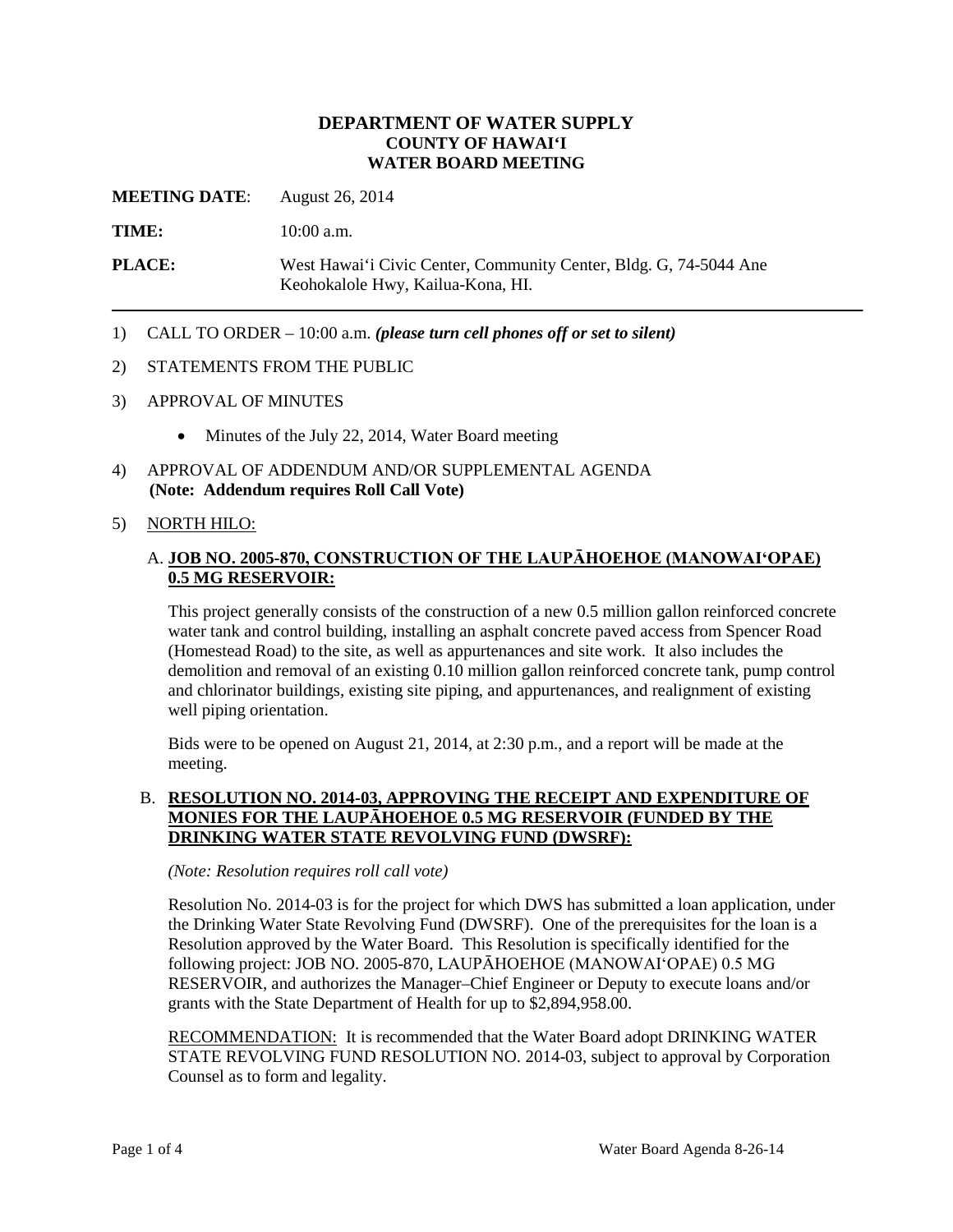# DEPARTMENT OF WATER SUPPLY
## COUNTY OF HAWAI‘I
## WATER BOARD MEETING

**MEETING DATE**: August 26, 2014

**TIME:** 10:00 a.m.

**PLACE:** West Hawai‘i Civic Center, Community Center, Bldg. G, 74-5044 Ane Keohokalole Hwy, Kailua-Kona, HI.

---

1) CALL TO ORDER – 10:00 a.m. ***(please turn cell phones off or set to silent)***

2) STATEMENTS FROM THE PUBLIC

3) APPROVAL OF MINUTES

   - Minutes of the July 22, 2014, Water Board meeting

4) APPROVAL OF ADDENDUM AND/OR SUPPLEMENTAL AGENDA
   **(Note: Addendum requires Roll Call Vote)**

5) NORTH HILO:

   A. **JOB NO. 2005-870, CONSTRUCTION OF THE LAUPĀHOEHOE (MANOWAI‘OPAE) 0.5 MG RESERVOIR:**

   This project generally consists of the construction of a new 0.5 million gallon reinforced concrete water tank and control building, installing an asphalt concrete paved access from Spencer Road (Homestead Road) to the site, as well as appurtenances and site work. It also includes the demolition and removal of an existing 0.10 million gallon reinforced concrete tank, pump control and chlorinator buildings, existing site piping, and appurtenances, and realignment of existing well piping orientation.

   Bids were to be opened on August 21, 2014, at 2:30 p.m., and a report will be made at the meeting.

   B. **RESOLUTION NO. 2014-03, APPROVING THE RECEIPT AND EXPENDITURE OF MONIES FOR THE LAUPĀHOEHOE 0.5 MG RESERVOIR (FUNDED BY THE DRINKING WATER STATE REVOLVING FUND (DWSRF):**

   *(Note: Resolution requires roll call vote)*

   Resolution No. 2014-03 is for the project for which DWS has submitted a loan application, under the Drinking Water State Revolving Fund (DWSRF). One of the prerequisites for the loan is a Resolution approved by the Water Board. This Resolution is specifically identified for the following project: JOB NO. 2005-870, LAUPĀHOEHOE (MANOWAI‘OPAE) 0.5 MG RESERVOIR, and authorizes the Manager–Chief Engineer or Deputy to execute loans and/or grants with the State Department of Health for up to $2,894,958.00.

   RECOMMENDATION: It is recommended that the Water Board adopt DRINKING WATER STATE REVOLVING FUND RESOLUTION NO. 2014-03, subject to approval by Corporation Counsel as to form and legality.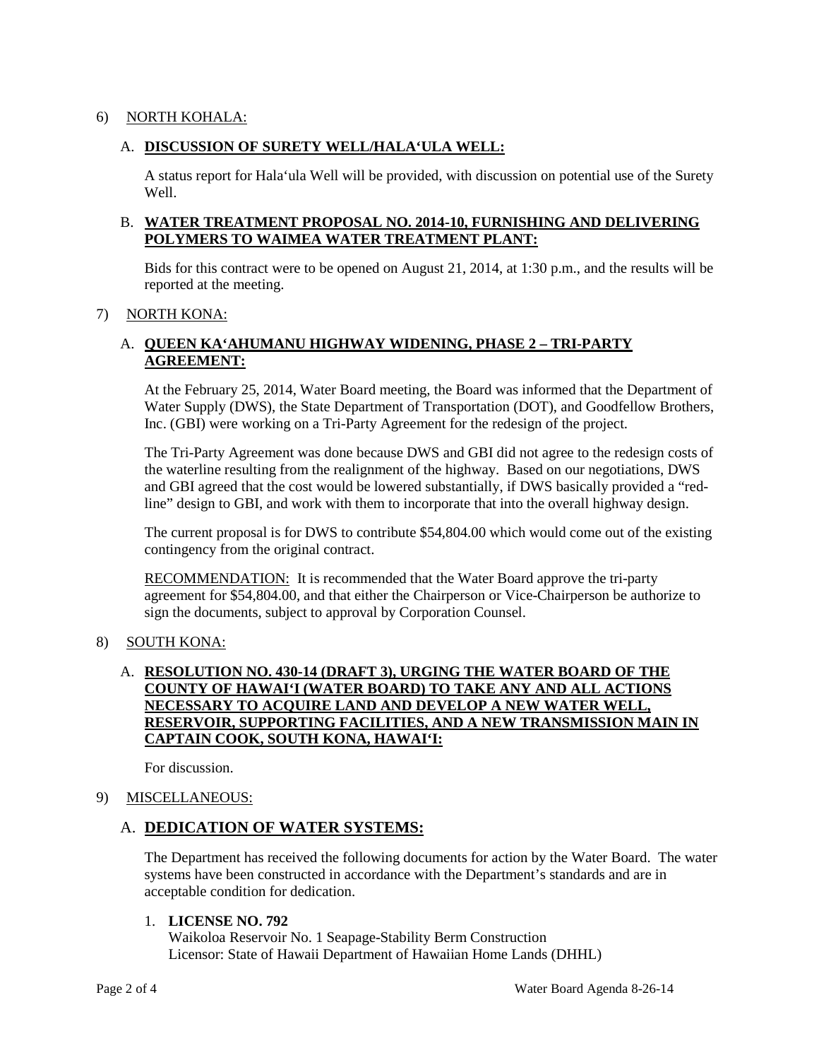6) NORTH KOHALA:

A. **DISCUSSION OF SURETY WELL/HALA‘ULA WELL:**

A status report for Hala‘ula Well will be provided, with discussion on potential use of the Surety Well.

B. **WATER TREATMENT PROPOSAL NO. 2014-10, FURNISHING AND DELIVERING POLYMERS TO WAIMEA WATER TREATMENT PLANT:**

Bids for this contract were to be opened on August 21, 2014, at 1:30 p.m., and the results will be reported at the meeting.

7) NORTH KONA:

A. **QUEEN KA‘AHUMANU HIGHWAY WIDENING, PHASE 2 – TRI-PARTY AGREEMENT:**

At the February 25, 2014, Water Board meeting, the Board was informed that the Department of Water Supply (DWS), the State Department of Transportation (DOT), and Goodfellow Brothers, Inc. (GBI) were working on a Tri-Party Agreement for the redesign of the project.

The Tri-Party Agreement was done because DWS and GBI did not agree to the redesign costs of the waterline resulting from the realignment of the highway. Based on our negotiations, DWS and GBI agreed that the cost would be lowered substantially, if DWS basically provided a “red-line” design to GBI, and work with them to incorporate that into the overall highway design.

The current proposal is for DWS to contribute $54,804.00 which would come out of the existing contingency from the original contract.

RECOMMENDATION: It is recommended that the Water Board approve the tri-party agreement for $54,804.00, and that either the Chairperson or Vice-Chairperson be authorize to sign the documents, subject to approval by Corporation Counsel.

8) SOUTH KONA:

A. **RESOLUTION NO. 430-14 (DRAFT 3), URGING THE WATER BOARD OF THE COUNTY OF HAWAI‘I (WATER BOARD) TO TAKE ANY AND ALL ACTIONS NECESSARY TO ACQUIRE LAND AND DEVELOP A NEW WATER WELL, RESERVOIR, SUPPORTING FACILITIES, AND A NEW TRANSMISSION MAIN IN CAPTAIN COOK, SOUTH KONA, HAWAI‘I:**

For discussion.

9) MISCELLANEOUS:

A. **DEDICATION OF WATER SYSTEMS:**

The Department has received the following documents for action by the Water Board. The water systems have been constructed in accordance with the Department’s standards and are in acceptable condition for dedication.

1. **LICENSE NO. 792**
   Waikoloa Reservoir No. 1 Seapage-Stability Berm Construction
   Licensor: State of Hawaii Department of Hawaiian Home Lands (DHHL)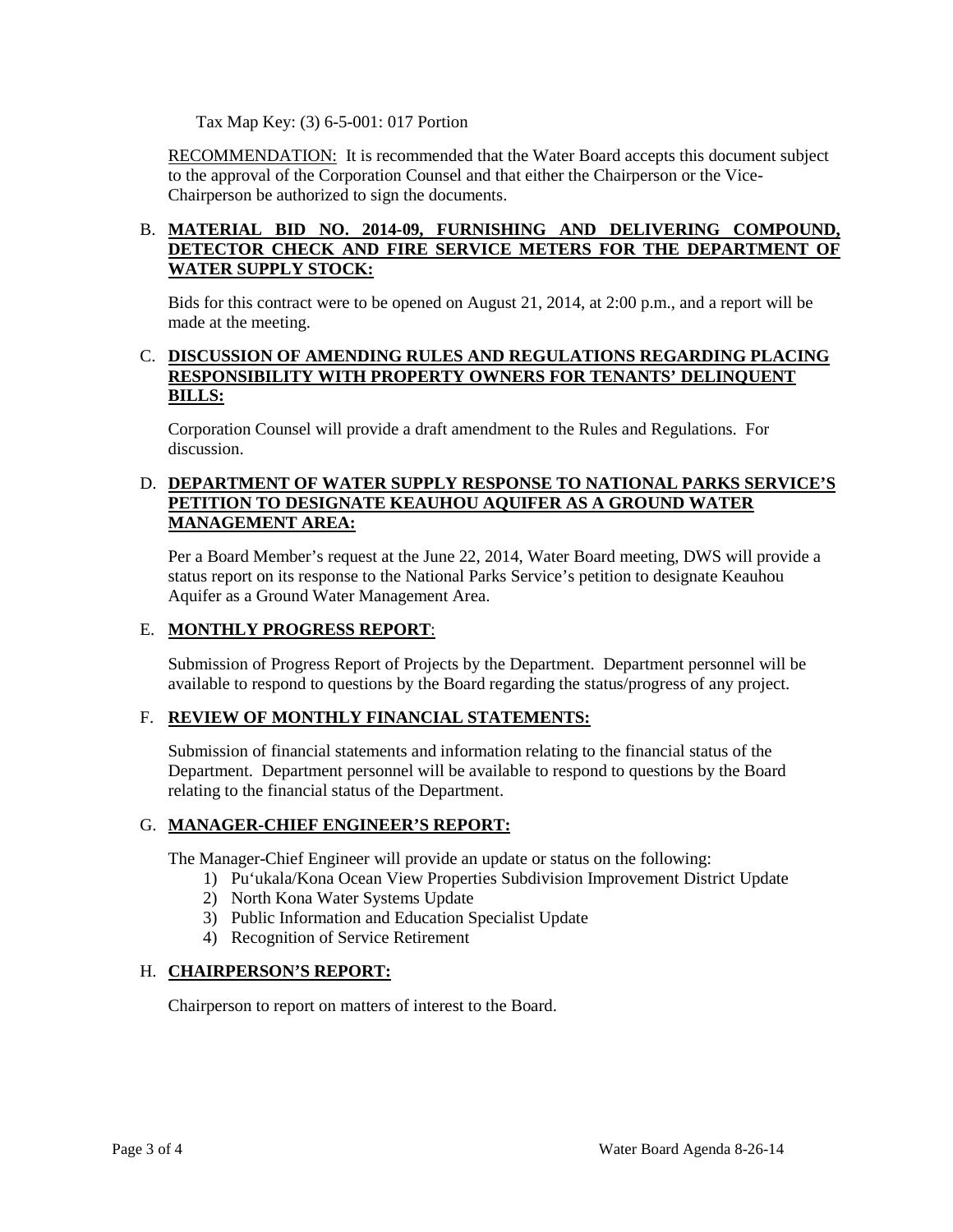Tax Map Key: (3) 6-5-001: 017 Portion

RECOMMENDATION: It is recommended that the Water Board accepts this document subject to the approval of the Corporation Counsel and that either the Chairperson or the Vice-Chairperson be authorized to sign the documents.

B. **MATERIAL BID NO. 2014-09, FURNISHING AND DELIVERING COMPOUND, DETECTOR CHECK AND FIRE SERVICE METERS FOR THE DEPARTMENT OF WATER SUPPLY STOCK:**

Bids for this contract were to be opened on August 21, 2014, at 2:00 p.m., and a report will be made at the meeting.

C. **DISCUSSION OF AMENDING RULES AND REGULATIONS REGARDING PLACING RESPONSIBILITY WITH PROPERTY OWNERS FOR TENANTS' DELINQUENT BILLS:**

Corporation Counsel will provide a draft amendment to the Rules and Regulations. For discussion.

D. **DEPARTMENT OF WATER SUPPLY RESPONSE TO NATIONAL PARKS SERVICE'S PETITION TO DESIGNATE KEAUHOU AQUIFER AS A GROUND WATER MANAGEMENT AREA:**

Per a Board Member's request at the June 22, 2014, Water Board meeting, DWS will provide a status report on its response to the National Parks Service's petition to designate Keauhou Aquifer as a Ground Water Management Area.

E. **MONTHLY PROGRESS REPORT**:

Submission of Progress Report of Projects by the Department. Department personnel will be available to respond to questions by the Board regarding the status/progress of any project.

F. **REVIEW OF MONTHLY FINANCIAL STATEMENTS:**

Submission of financial statements and information relating to the financial status of the Department. Department personnel will be available to respond to questions by the Board relating to the financial status of the Department.

G. **MANAGER-CHIEF ENGINEER'S REPORT:**

The Manager-Chief Engineer will provide an update or status on the following:

1) Pu'ukala/Kona Ocean View Properties Subdivision Improvement District Update
2) North Kona Water Systems Update
3) Public Information and Education Specialist Update
4) Recognition of Service Retirement

H. **CHAIRPERSON'S REPORT:**

Chairperson to report on matters of interest to the Board.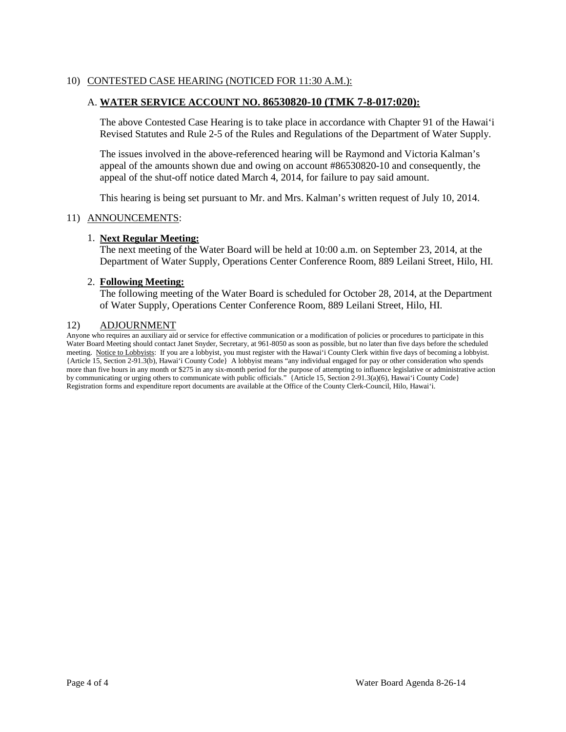10) <u>CONTESTED CASE HEARING (NOTICED FOR 11:30 A.M.):</u>

A. **<u>WATER SERVICE ACCOUNT NO. 86530820-10 (TMK 7-8-017:020):</u>**

The above Contested Case Hearing is to take place in accordance with Chapter 91 of the Hawai'i Revised Statutes and Rule 2-5 of the Rules and Regulations of the Department of Water Supply.

The issues involved in the above-referenced hearing will be Raymond and Victoria Kalman's appeal of the amounts shown due and owing on account #86530820-10 and consequently, the appeal of the shut-off notice dated March 4, 2014, for failure to pay said amount.

This hearing is being set pursuant to Mr. and Mrs. Kalman's written request of July 10, 2014.

11) <u>ANNOUNCEMENTS</u>:

1. **<u>Next Regular Meeting:</u>**
   The next meeting of the Water Board will be held at 10:00 a.m. on September 23, 2014, at the Department of Water Supply, Operations Center Conference Room, 889 Leilani Street, Hilo, HI.

2. **<u>Following Meeting:</u>**
   The following meeting of the Water Board is scheduled for October 28, 2014, at the Department of Water Supply, Operations Center Conference Room, 889 Leilani Street, Hilo, HI.

12) <u>ADJOURNMENT</u>

Anyone who requires an auxiliary aid or service for effective communication or a modification of policies or procedures to participate in this Water Board Meeting should contact Janet Snyder, Secretary, at 961-8050 as soon as possible, but no later than five days before the scheduled meeting. <u>Notice to Lobbyists</u>: If you are a lobbyist, you must register with the Hawai'i County Clerk within five days of becoming a lobbyist. {Article 15, Section 2-91.3(b), Hawai'i County Code} A lobbyist means "any individual engaged for pay or other consideration who spends more than five hours in any month or $275 in any six-month period for the purpose of attempting to influence legislative or administrative action by communicating or urging others to communicate with public officials." {Article 15, Section 2-91.3(a)(6), Hawai'i County Code} Registration forms and expenditure report documents are available at the Office of the County Clerk-Council, Hilo, Hawai'i.